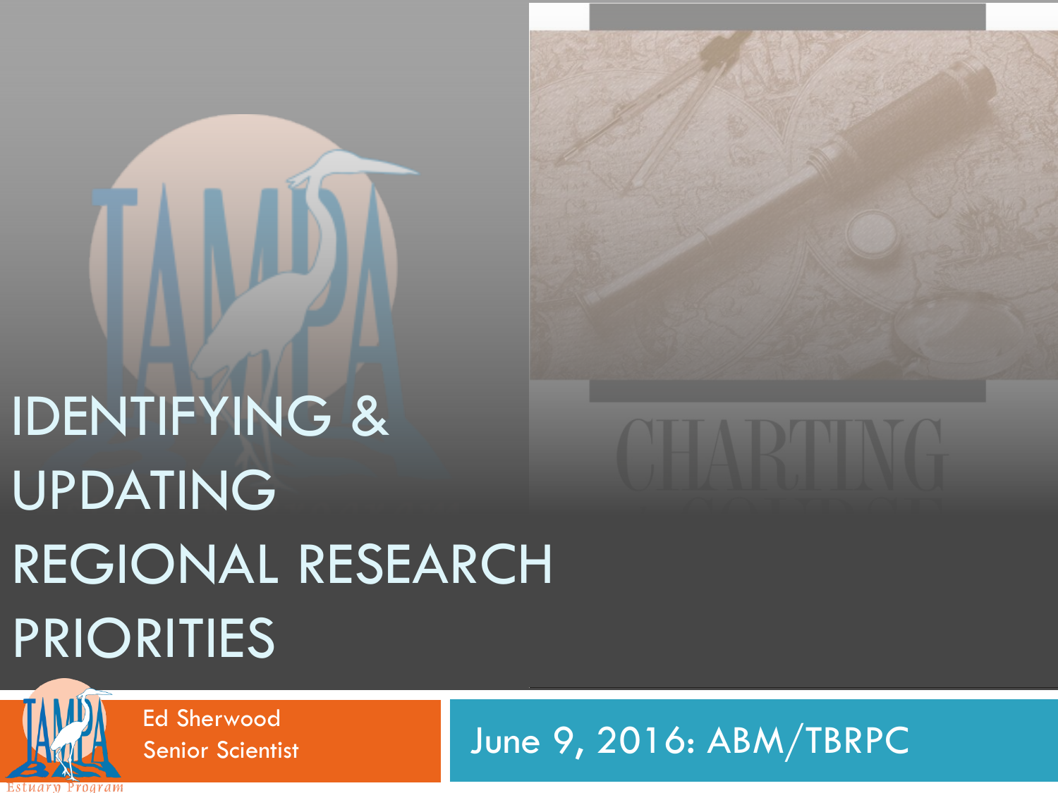# IDENTIFYING & UPDATING REGIONAL RESEARCH PRIORITIES

Ed Sherwood
Senior Scientist

June 9, 2016: ABM/TBRPC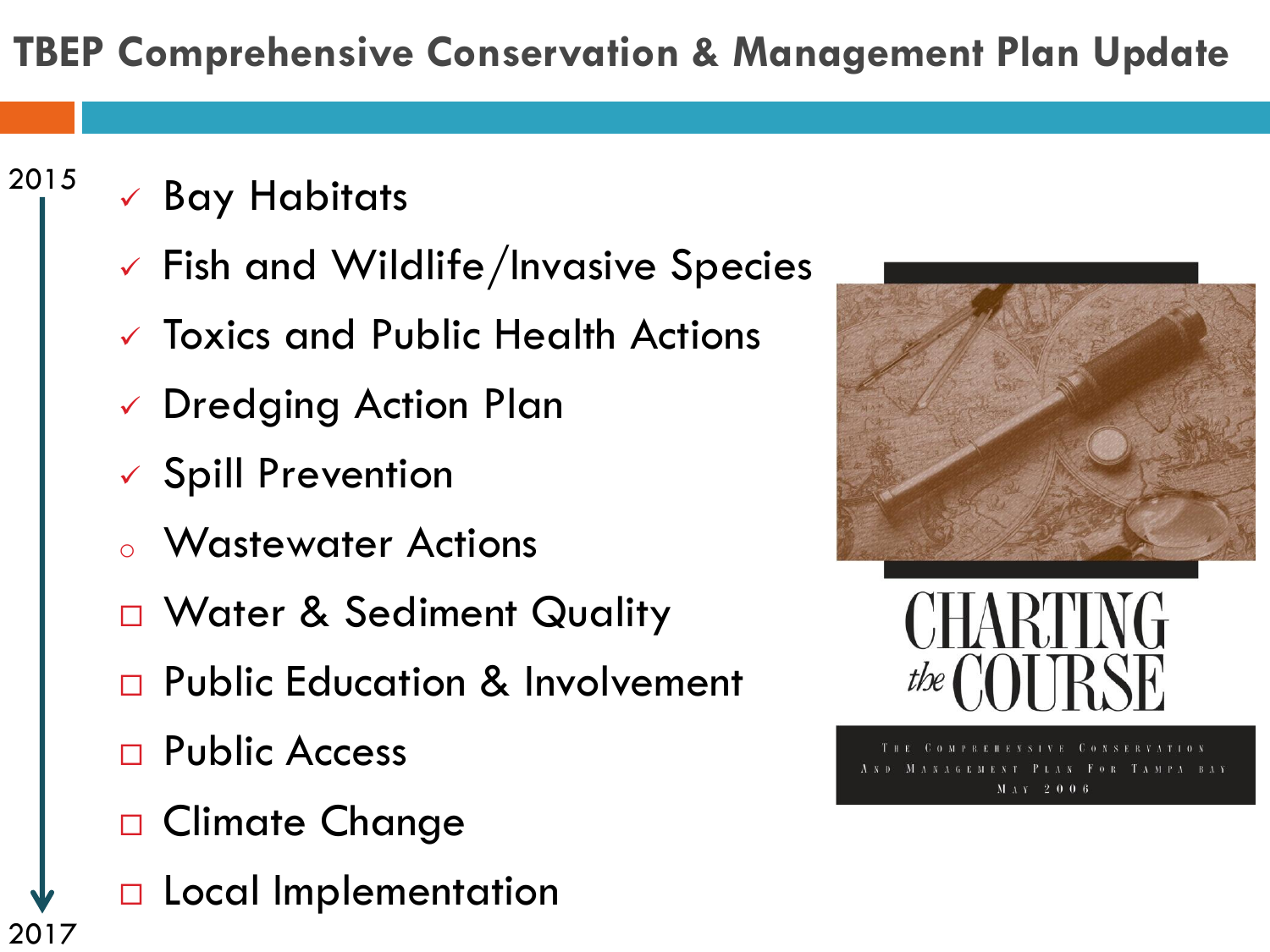# TBEP Comprehensive Conservation & Management Plan Update

2015

- ✓ Bay Habitats
- ✓ Fish and Wildlife/Invasive Species
- ✓ Toxics and Public Health Actions
- ✓ Dredging Action Plan
- ✓ Spill Prevention
- ○ Wastewater Actions
- □ Water & Sediment Quality
- □ Public Education & Involvement
- □ Public Access
- □ Climate Change
- □ Local Implementation

2017

CHARTING the COURSE

The Comprehensive Conservation and Management Plan for Tampa Bay

May 2006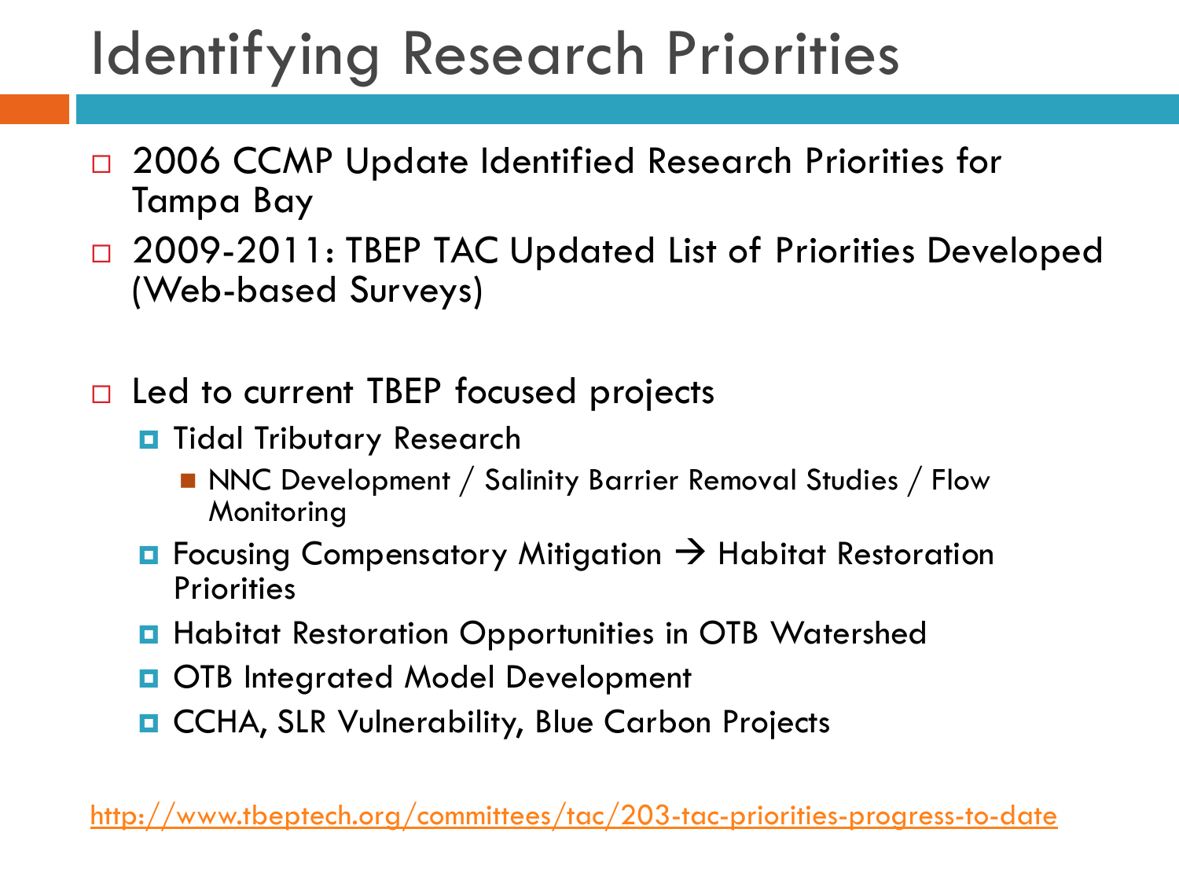# Identifying Research Priorities

- 2006 CCMP Update Identified Research Priorities for Tampa Bay
- 2009-2011: TBEP TAC Updated List of Priorities Developed (Web-based Surveys)

- Led to current TBEP focused projects
  - Tidal Tributary Research
    - NNC Development / Salinity Barrier Removal Studies / Flow Monitoring
  - Focusing Compensatory Mitigation → Habitat Restoration Priorities
  - Habitat Restoration Opportunities in OTB Watershed
  - OTB Integrated Model Development
  - CCHA, SLR Vulnerability, Blue Carbon Projects

http://www.tbeptech.org/committees/tac/203-tac-priorities-progress-to-date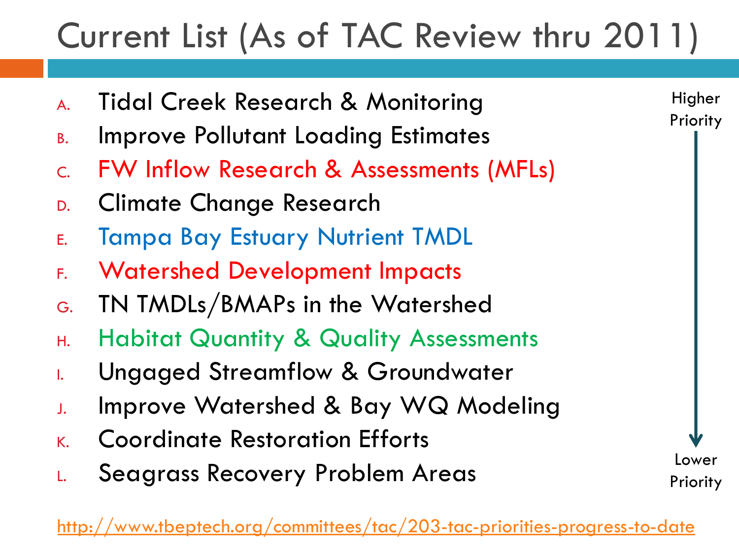# Current List (As of TAC Review thru 2011)

A. Tidal Creek Research & Monitoring
B. Improve Pollutant Loading Estimates
C. FW Inflow Research & Assessments (MFLs)
D. Climate Change Research
E. Tampa Bay Estuary Nutrient TMDL
F. Watershed Development Impacts
G. TN TMDLs/BMAPs in the Watershed
H. Habitat Quantity & Quality Assessments
I. Ungaged Streamflow & Groundwater
J. Improve Watershed & Bay WQ Modeling
K. Coordinate Restoration Efforts
L. Seagrass Recovery Problem Areas

Higher Priority → Lower Priority

http://www.tbeptech.org/committees/tac/203-tac-priorities-progress-to-date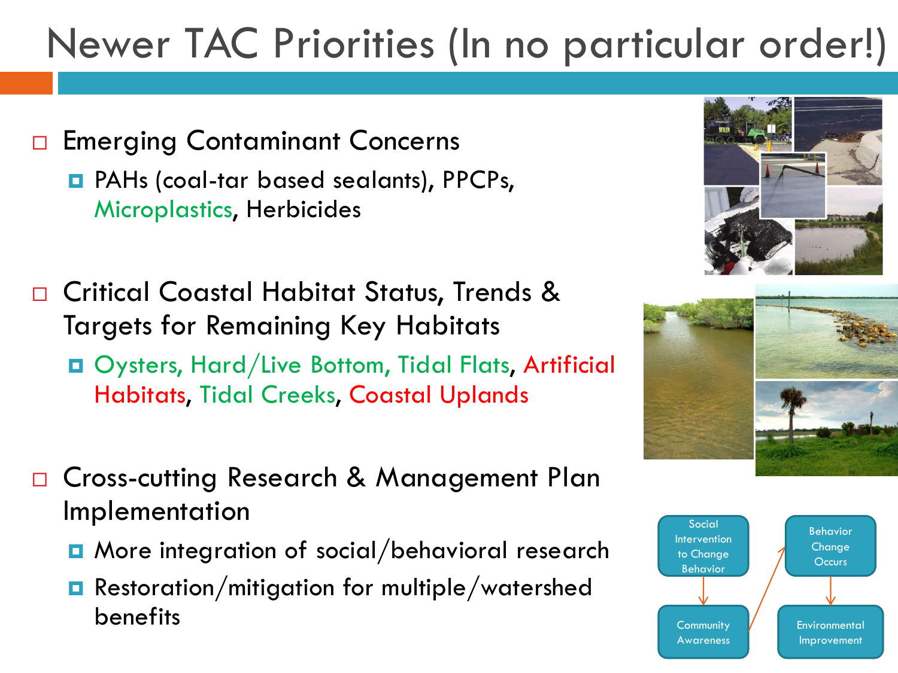# Newer TAC Priorities (In no particular order!)

- Emerging Contaminant Concerns
  - PAHs (coal-tar based sealants), PPCPs, Microplastics, Herbicides

- Critical Coastal Habitat Status, Trends & Targets for Remaining Key Habitats
  - Oysters, Hard/Live Bottom, Tidal Flats, Artificial Habitats, Tidal Creeks, Coastal Uplands

- Cross-cutting Research & Management Plan Implementation
  - More integration of social/behavioral research
  - Restoration/mitigation for multiple/watershed benefits

Social Intervention to Change Behavior → Community Awareness → Behavior Change Occurs → Environmental Improvement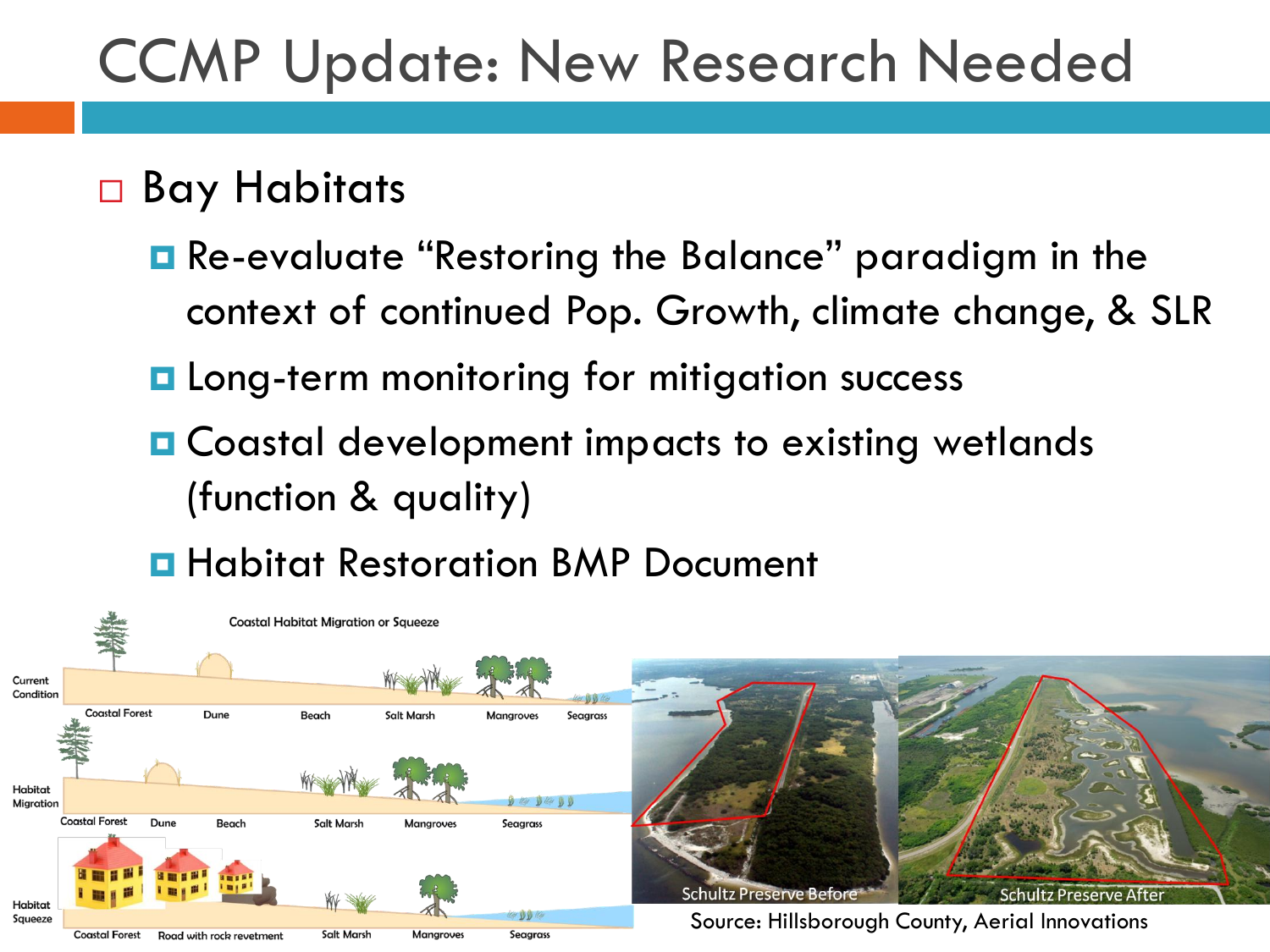# CCMP Update: New Research Needed

- Bay Habitats
  - Re-evaluate "Restoring the Balance" paradigm in the context of continued Pop. Growth, climate change, & SLR
  - Long-term monitoring for mitigation success
  - Coastal development impacts to existing wetlands (function & quality)
  - Habitat Restoration BMP Document

Coastal Habitat Migration or Squeeze

Current Condition: Coastal Forest, Dune, Beach, Salt Marsh, Mangroves, Seagrass

Habitat Migration: Coastal Forest, Dune, Beach, Salt Marsh, Mangroves, Seagrass

Habitat Squeeze: Coastal Forest, Road with rock revetment, Salt Marsh, Mangroves, Seagrass

Schultz Preserve Before

Schultz Preserve After

Source: Hillsborough County, Aerial Innovations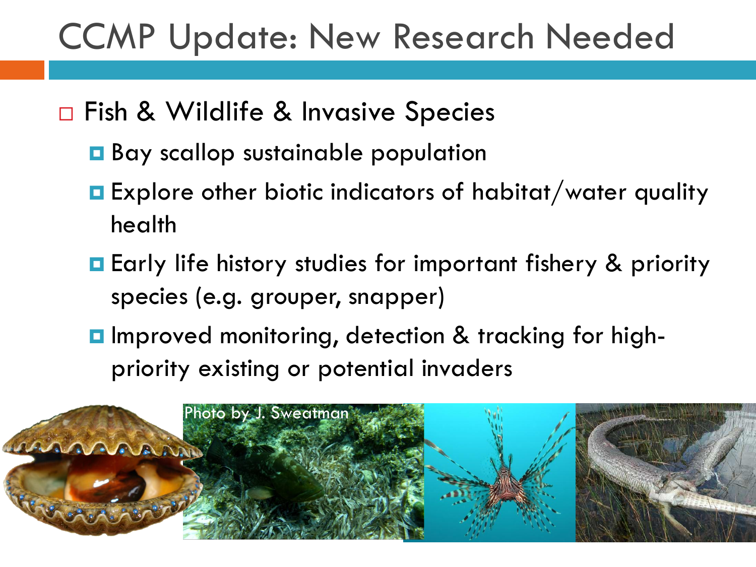# CCMP Update: New Research Needed

- Fish & Wildlife & Invasive Species
  - Bay scallop sustainable population
  - Explore other biotic indicators of habitat/water quality health
  - Early life history studies for important fishery & priority species (e.g. grouper, snapper)
  - Improved monitoring, detection & tracking for high-priority existing or potential invaders

Photo by J. Sweatman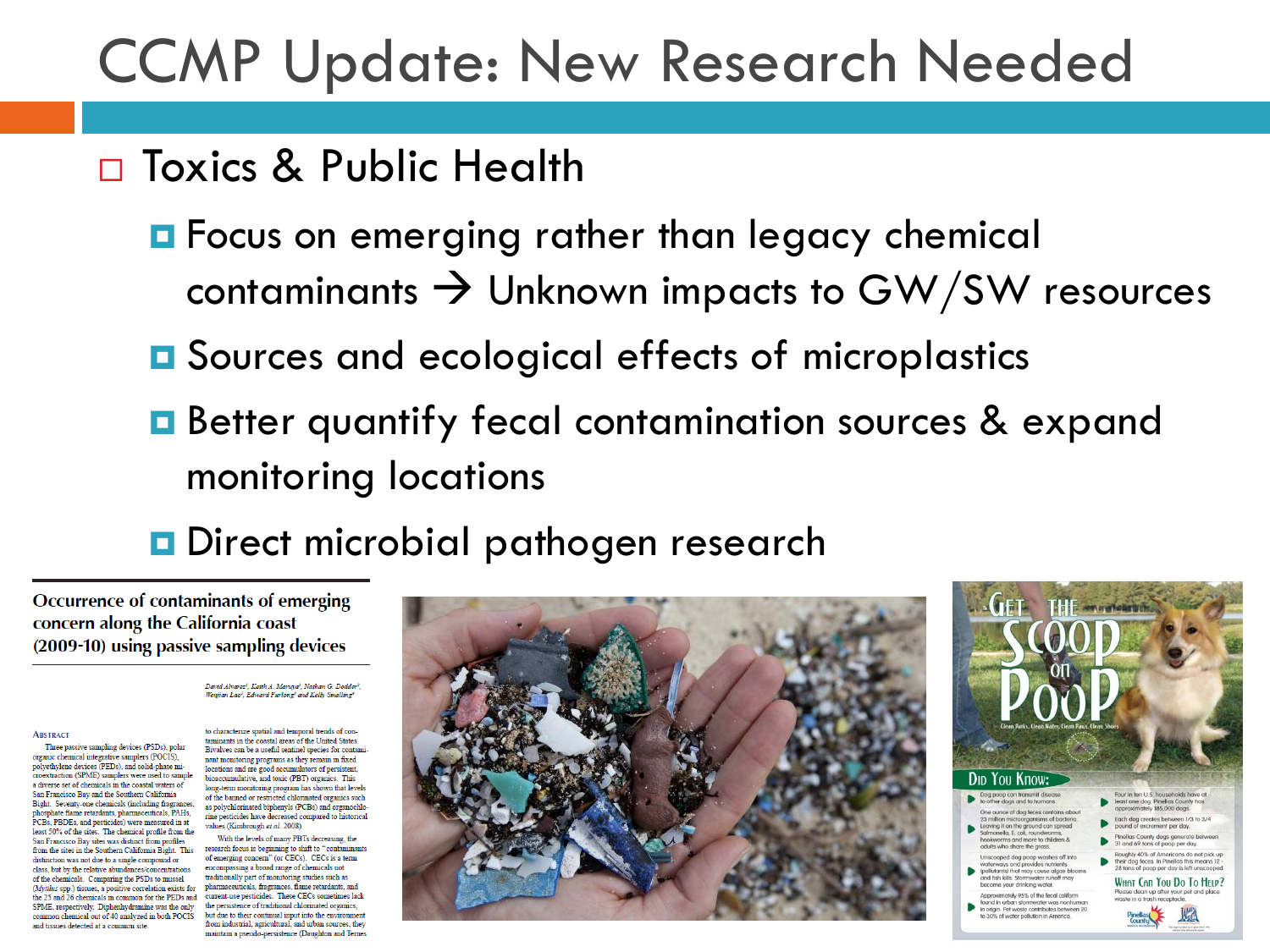# CCMP Update: New Research Needed

- Toxics & Public Health
  - Focus on emerging rather than legacy chemical contaminants → Unknown impacts to GW/SW resources
  - Sources and ecological effects of microplastics
  - Better quantify fecal contamination sources & expand monitoring locations
  - Direct microbial pathogen research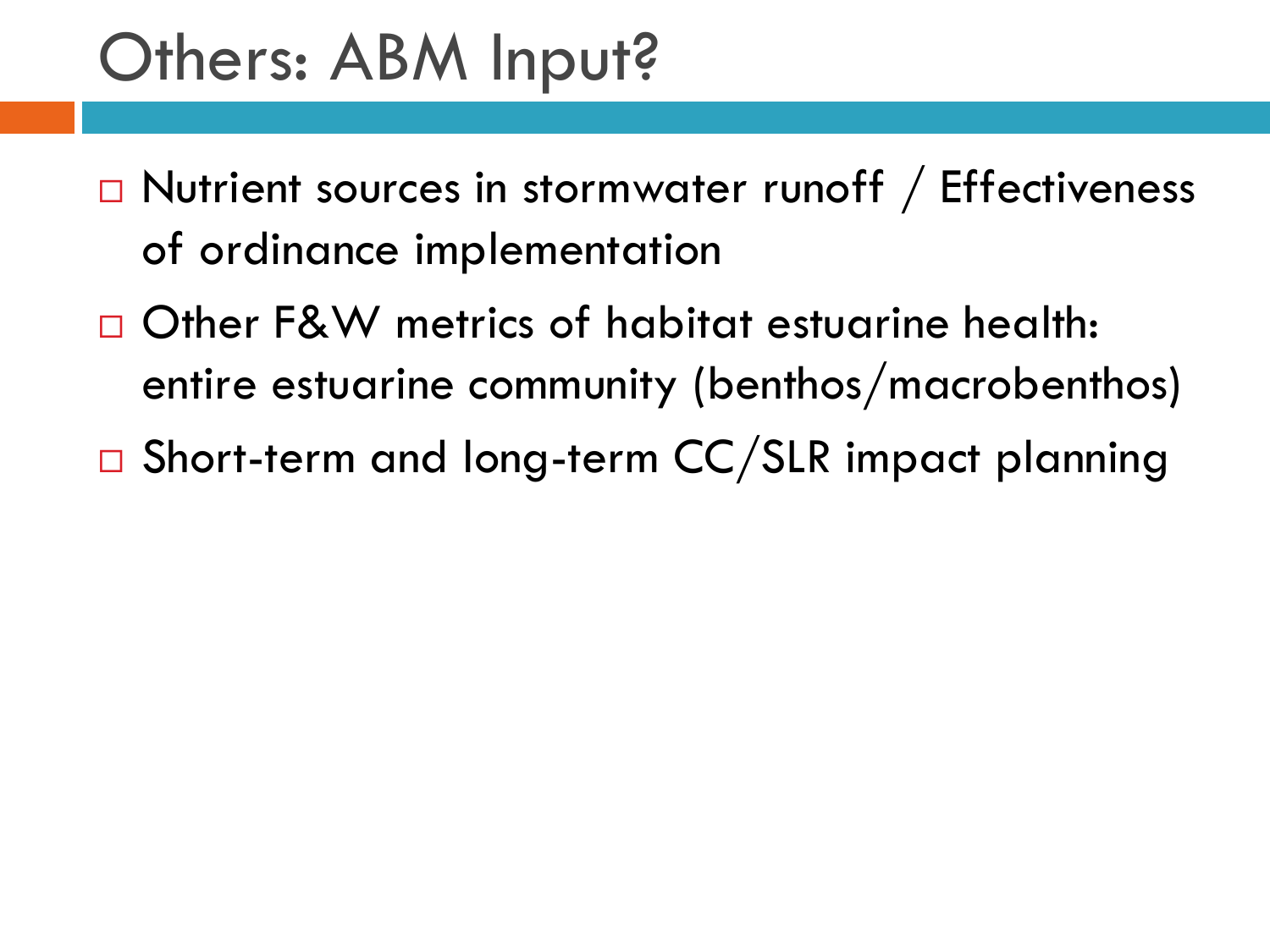# Others: ABM Input?

- Nutrient sources in stormwater runoff / Effectiveness of ordinance implementation
- Other F&W metrics of habitat estuarine health: entire estuarine community (benthos/macrobenthos)
- Short-term and long-term CC/SLR impact planning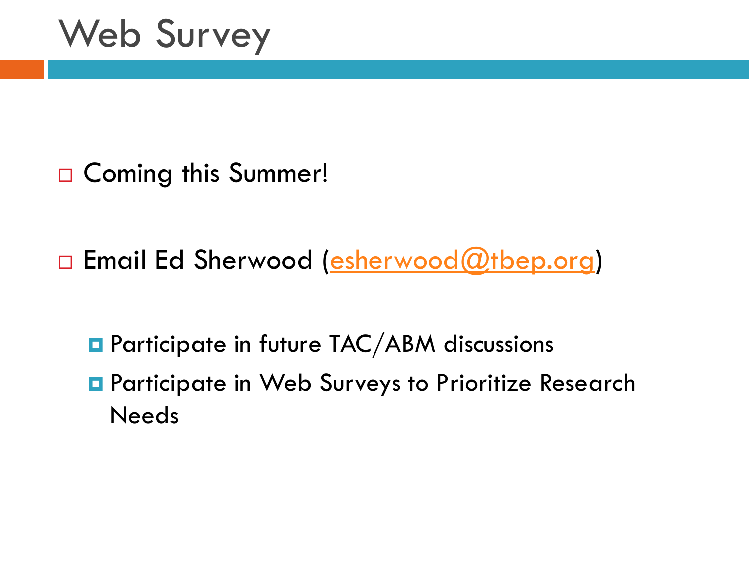# Web Survey

- Coming this Summer!
- Email Ed Sherwood (esherwood@tbep.org)
  - Participate in future TAC/ABM discussions
  - Participate in Web Surveys to Prioritize Research Needs